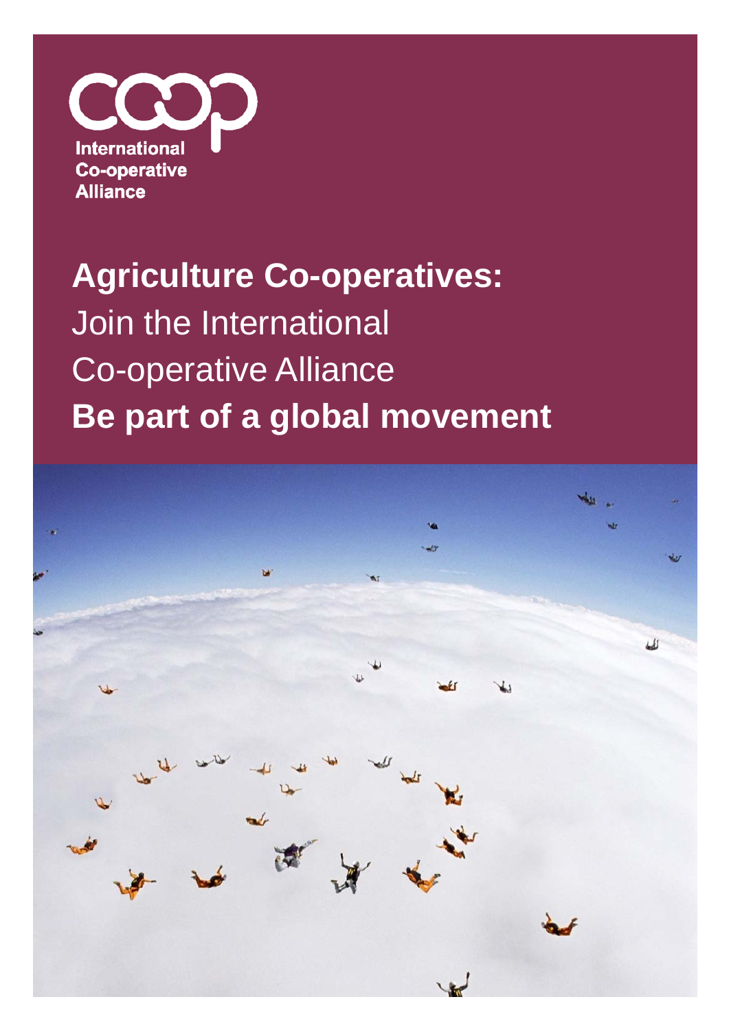International
Co-operative
Alliance

# **Agriculture Co-operatives:** Join the International Co-operative Alliance **Be part of a global movement**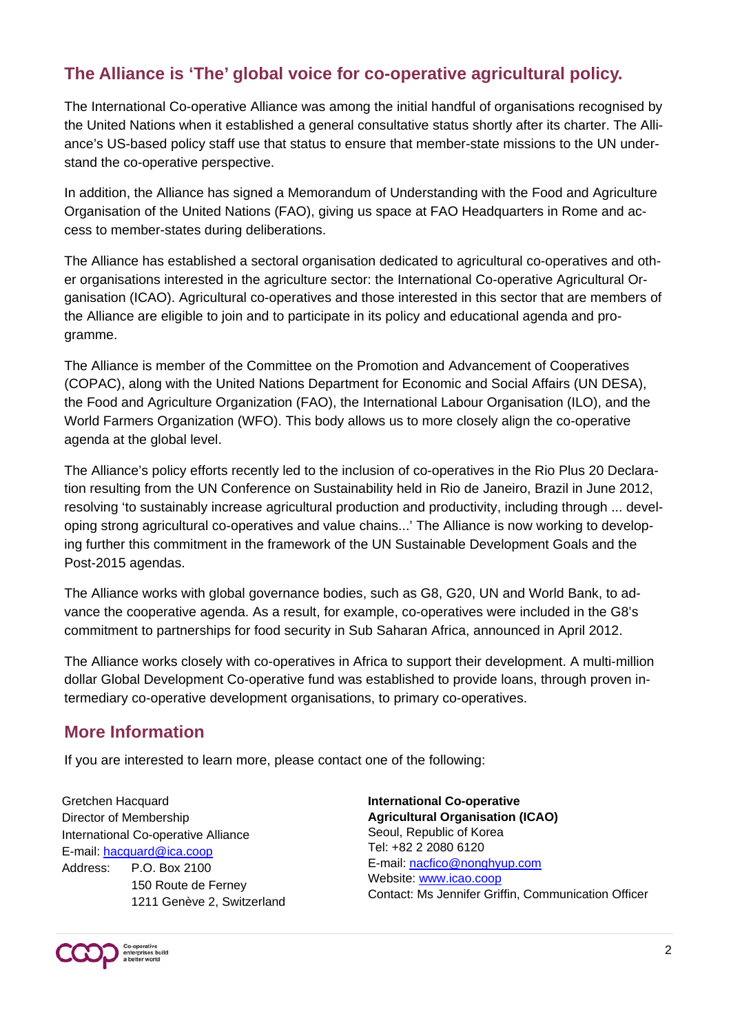## The Alliance is 'The' global voice for co-operative agricultural policy.

The International Co-operative Alliance was among the initial handful of organisations recognised by the United Nations when it established a general consultative status shortly after its charter. The Alliance's US-based policy staff use that status to ensure that member-state missions to the UN understand the co-operative perspective.

In addition, the Alliance has signed a Memorandum of Understanding with the Food and Agriculture Organisation of the United Nations (FAO), giving us space at FAO Headquarters in Rome and access to member-states during deliberations.

The Alliance has established a sectoral organisation dedicated to agricultural co-operatives and other organisations interested in the agriculture sector: the International Co-operative Agricultural Organisation (ICAO). Agricultural co-operatives and those interested in this sector that are members of the Alliance are eligible to join and to participate in its policy and educational agenda and programme.

The Alliance is member of the Committee on the Promotion and Advancement of Cooperatives (COPAC), along with the United Nations Department for Economic and Social Affairs (UN DESA), the Food and Agriculture Organization (FAO), the International Labour Organisation (ILO), and the World Farmers Organization (WFO). This body allows us to more closely align the co-operative agenda at the global level.

The Alliance's policy efforts recently led to the inclusion of co-operatives in the Rio Plus 20 Declaration resulting from the UN Conference on Sustainability held in Rio de Janeiro, Brazil in June 2012, resolving 'to sustainably increase agricultural production and productivity, including through ... developing strong agricultural co-operatives and value chains...' The Alliance is now working to developing further this commitment in the framework of the UN Sustainable Development Goals and the Post-2015 agendas.

The Alliance works with global governance bodies, such as G8, G20, UN and World Bank, to advance the cooperative agenda. As a result, for example, co-operatives were included in the G8's commitment to partnerships for food security in Sub Saharan Africa, announced in April 2012.

The Alliance works closely with co-operatives in Africa to support their development. A multi-million dollar Global Development Co-operative fund was established to provide loans, through proven intermediary co-operative development organisations, to primary co-operatives.

## More Information

If you are interested to learn more, please contact one of the following:

Gretchen Hacquard
Director of Membership
International Co-operative Alliance
E-mail: hacquard@ica.coop
Address: P.O. Box 2100
150 Route de Ferney
1211 Genève 2, Switzerland

**International Co-operative Agricultural Organisation (ICAO)**
Seoul, Republic of Korea
Tel: +82 2 2080 6120
E-mail: nacfico@nonghyup.com
Website: www.icao.coop
Contact: Ms Jennifer Griffin, Communication Officer